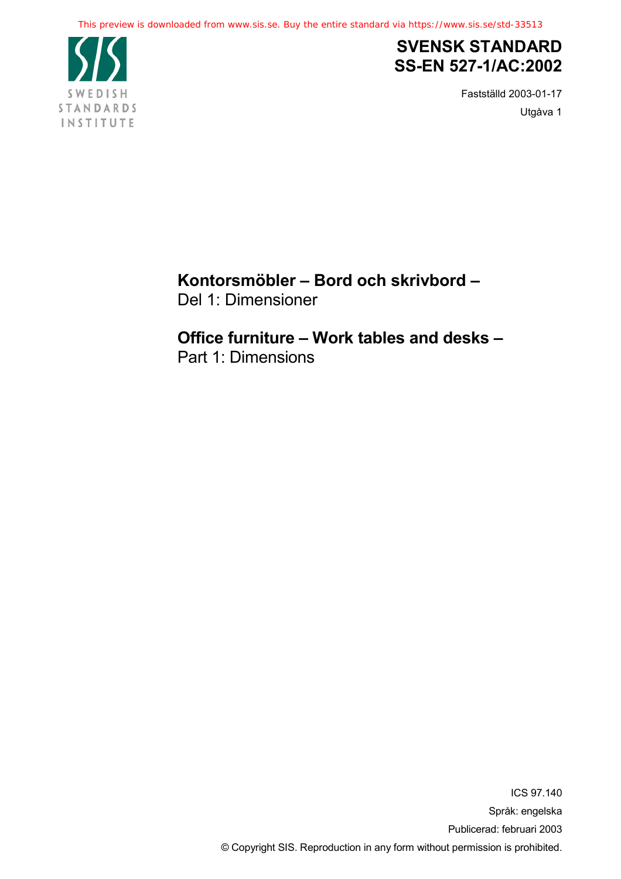SWEDISH STANDARDS INSTITUTE

# SVENSK STANDARD SS-EN 527-1/AC:2002

Fastställd 2003-01-17

Utgåva 1

## Kontorsmöbler – Bord och skrivbord –
Del 1: Dimensioner

## Office furniture – Work tables and desks –
Part 1: Dimensions

ICS 97.140

Språk: engelska

Publicerad: februari 2003

© Copyright SIS. Reproduction in any form without permission is prohibited.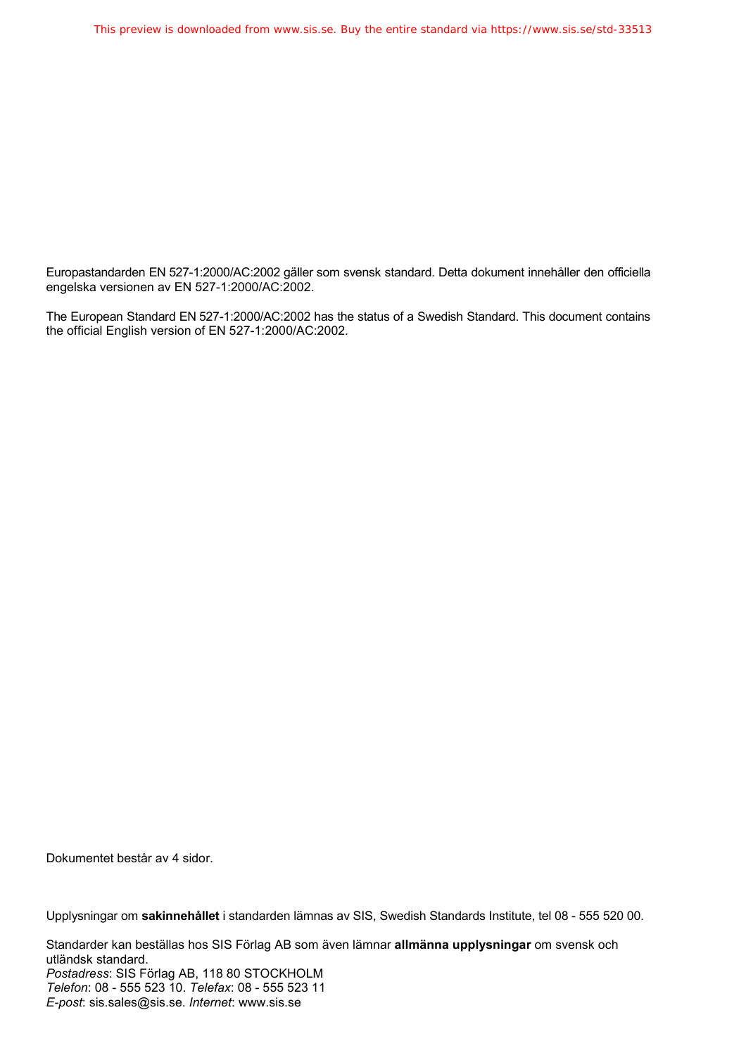Europastandarden EN 527-1:2000/AC:2002 gäller som svensk standard. Detta dokument innehåller den officiella engelska versionen av EN 527-1:2000/AC:2002.

The European Standard EN 527-1:2000/AC:2002 has the status of a Swedish Standard. This document contains the official English version of EN 527-1:2000/AC:2002.

Dokumentet består av 4 sidor.

Upplysningar om **sakinnehållet** i standarden lämnas av SIS, Swedish Standards Institute, tel 08 - 555 520 00.

Standarder kan beställas hos SIS Förlag AB som även lämnar **allmänna upplysningar** om svensk och utländsk standard.
*Postadress*: SIS Förlag AB, 118 80 STOCKHOLM
*Telefon*: 08 - 555 523 10. *Telefax*: 08 - 555 523 11
*E-post*: sis.sales@sis.se. *Internet*: www.sis.se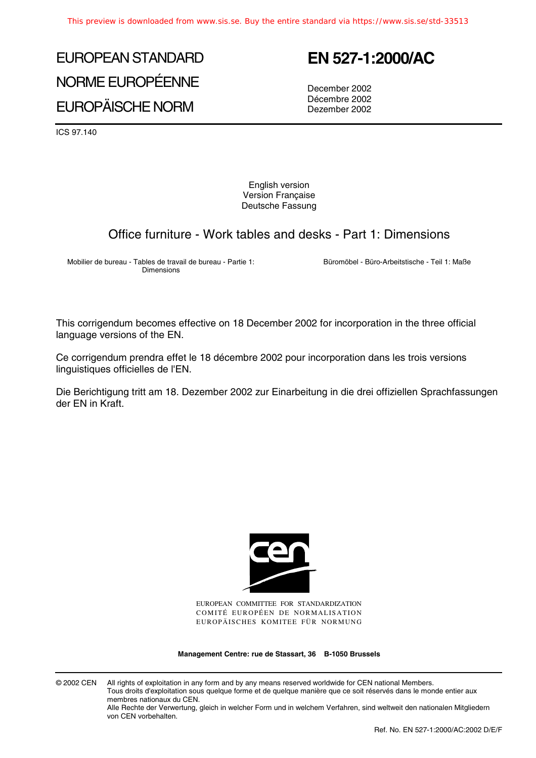# EUROPEAN STANDARD

# NORME EUROPÉENNE

# EUROPÄISCHE NORM

# EN 527-1:2000/AC

December 2002
Décembre 2002
Dezember 2002

ICS 97.140

English version
Version Française
Deutsche Fassung

## Office furniture - Work tables and desks - Part 1: Dimensions

Mobilier de bureau - Tables de travail de bureau - Partie 1: Dimensions

Büromöbel - Büro-Arbeitstische - Teil 1: Maße

This corrigendum becomes effective on 18 December 2002 for incorporation in the three official language versions of the EN.

Ce corrigendum prendra effet le 18 décembre 2002 pour incorporation dans les trois versions linguistiques officielles de l'EN.

Die Berichtigung tritt am 18. Dezember 2002 zur Einarbeitung in die drei offiziellen Sprachfassungen der EN in Kraft.

EUROPEAN COMMITTEE FOR STANDARDIZATION
COMITÉ EUROPÉEN DE NORMALISATION
EUROPÄISCHES KOMITEE FÜR NORMUNG

**Management Centre: rue de Stassart, 36 B-1050 Brussels**

© 2002 CEN All rights of exploitation in any form and by any means reserved worldwide for CEN national Members.
Tous droits d'exploitation sous quelque forme et de quelque manière que ce soit réservés dans le monde entier aux membres nationaux du CEN.
Alle Rechte der Verwertung, gleich in welcher Form und in welchem Verfahren, sind weltweit den nationalen Mitgliedern von CEN vorbehalten.

Ref. No. EN 527-1:2000/AC:2002 D/E/F